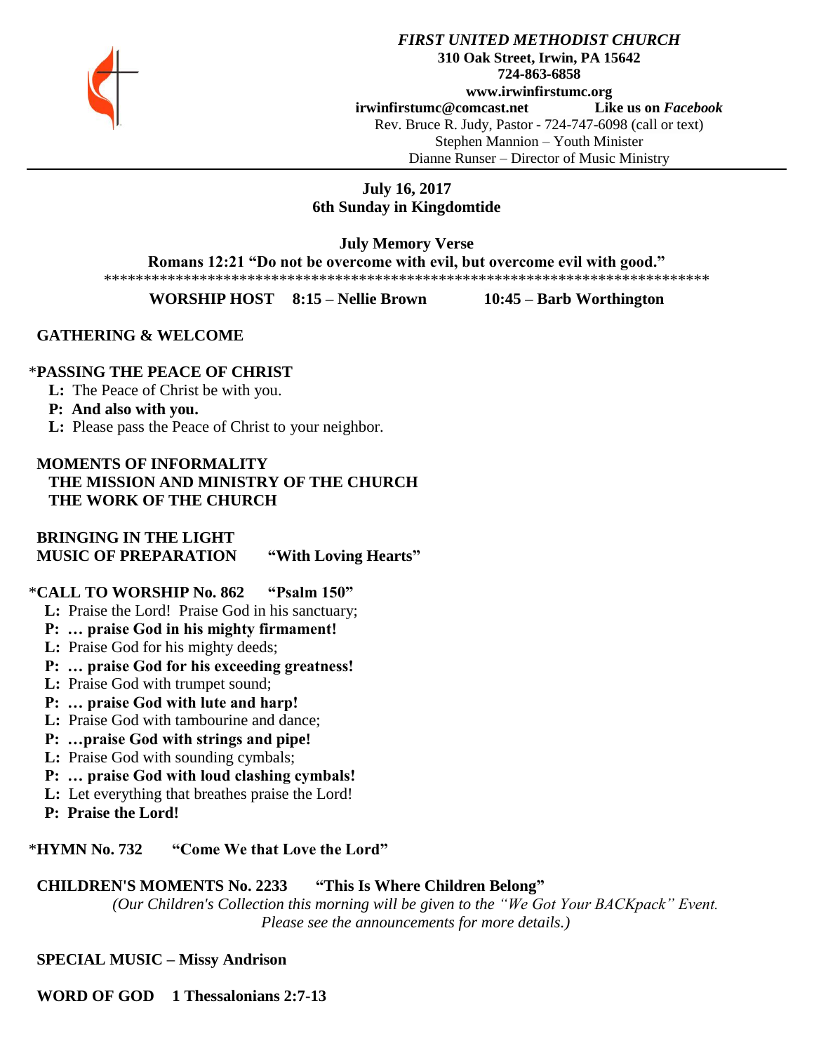***FIRST UNITED METHODIST CHURCH***
**310 Oak Street, Irwin, PA 15642**
**724-863-6858**
**www.irwinfirstumc.org**
**irwinfirstumc@comcast.net** **Like us on *Facebook***
Rev. Bruce R. Judy, Pastor - 724-747-6098 (call or text)
Stephen Mannion – Youth Minister
Dianne Runser – Director of Music Ministry

**July 16, 2017**
**6th Sunday in Kingdomtide**

**July Memory Verse**
**Romans 12:21 "Do not be overcome with evil, but overcome evil with good."**
*******************************************************************************

**WORSHIP HOST 8:15 – Nellie Brown 10:45 – Barb Worthington**

**GATHERING & WELCOME**

*__PASSING THE PEACE OF CHRIST__

**L:** The Peace of Christ be with you.
**P: And also with you.**
**L:** Please pass the Peace of Christ to your neighbor.

**MOMENTS OF INFORMALITY**
**THE MISSION AND MINISTRY OF THE CHURCH**
**THE WORK OF THE CHURCH**

**BRINGING IN THE LIGHT**
**MUSIC OF PREPARATION "With Loving Hearts"**

*__CALL TO WORSHIP No. 862 "Psalm 150"__

**L:** Praise the Lord! Praise God in his sanctuary;
**P: … praise God in his mighty firmament!**
**L:** Praise God for his mighty deeds;
**P: … praise God for his exceeding greatness!**
**L:** Praise God with trumpet sound;
**P: … praise God with lute and harp!**
**L:** Praise God with tambourine and dance;
**P: …praise God with strings and pipe!**
**L:** Praise God with sounding cymbals;
**P: … praise God with loud clashing cymbals!**
**L:** Let everything that breathes praise the Lord!
**P: Praise the Lord!**

*__HYMN No. 732 "Come We that Love the Lord"__

**CHILDREN'S MOMENTS No. 2233 "This Is Where Children Belong"**
*(Our Children's Collection this morning will be given to the "We Got Your BACKpack" Event. Please see the announcements for more details.)*

**SPECIAL MUSIC – Missy Andrison**

**WORD OF GOD 1 Thessalonians 2:7-13**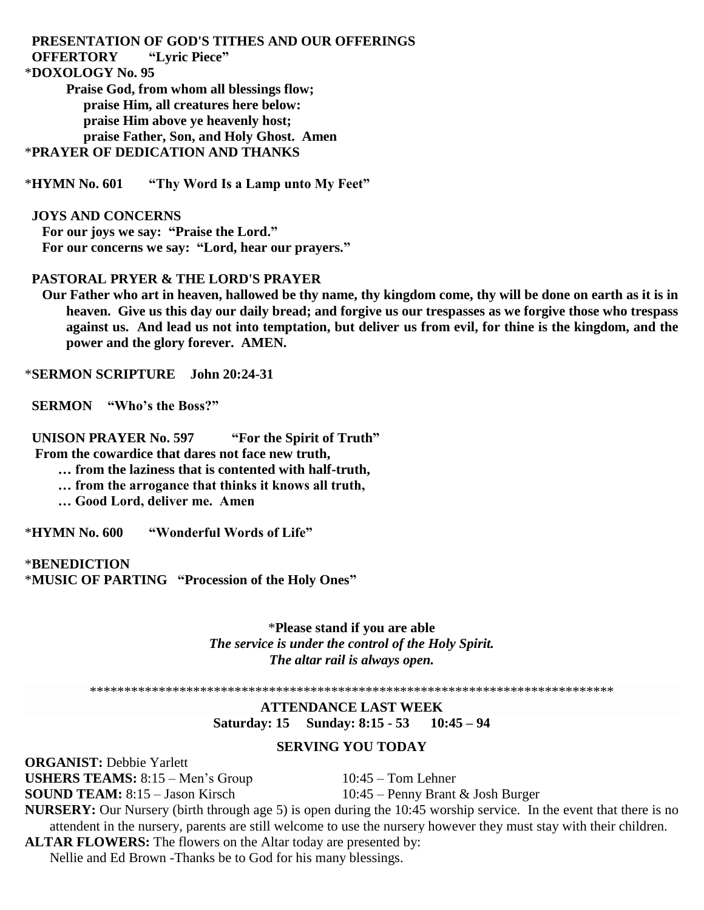**PRESENTATION OF GOD'S TITHES AND OUR OFFERINGS**

**OFFERTORY "Lyric Piece"**

***DOXOLOGY No. 95**

**Praise God, from whom all blessings flow;**
**praise Him, all creatures here below:**
**praise Him above ye heavenly host;**
**praise Father, Son, and Holy Ghost. Amen**

***PRAYER OF DEDICATION AND THANKS**

***HYMN No. 601 "Thy Word Is a Lamp unto My Feet"**

**JOYS AND CONCERNS**

**For our joys we say: "Praise the Lord."**
**For our concerns we say: "Lord, hear our prayers."**

**PASTORAL PRYER & THE LORD'S PRAYER**

**Our Father who art in heaven, hallowed be thy name, thy kingdom come, thy will be done on earth as it is in heaven. Give us this day our daily bread; and forgive us our trespasses as we forgive those who trespass against us. And lead us not into temptation, but deliver us from evil, for thine is the kingdom, and the power and the glory forever. AMEN.**

***SERMON SCRIPTURE John 20:24-31**

**SERMON "Who's the Boss?"**

**UNISON PRAYER No. 597 "For the Spirit of Truth"**

**From the cowardice that dares not face new truth,**
**… from the laziness that is contented with half-truth,**
**… from the arrogance that thinks it knows all truth,**
**… Good Lord, deliver me. Amen**

***HYMN No. 600 "Wonderful Words of Life"**

***BENEDICTION**

***MUSIC OF PARTING "Procession of the Holy Ones"**

***Please stand if you are able**
***The service is under the control of the Holy Spirit.***
***The altar rail is always open.***

******************************************************************************

**ATTENDANCE LAST WEEK**
**Saturday: 15 Sunday: 8:15 - 53 10:45 – 94**

**SERVING YOU TODAY**

**ORGANIST:** Debbie Yarlett

**USHERS TEAMS:** 8:15 – Men's Group 10:45 – Tom Lehner

**SOUND TEAM:** 8:15 – Jason Kirsch 10:45 – Penny Brant & Josh Burger

**NURSERY:** Our Nursery (birth through age 5) is open during the 10:45 worship service. In the event that there is no attendent in the nursery, parents are still welcome to use the nursery however they must stay with their children.

**ALTAR FLOWERS:** The flowers on the Altar today are presented by:
Nellie and Ed Brown -Thanks be to God for his many blessings.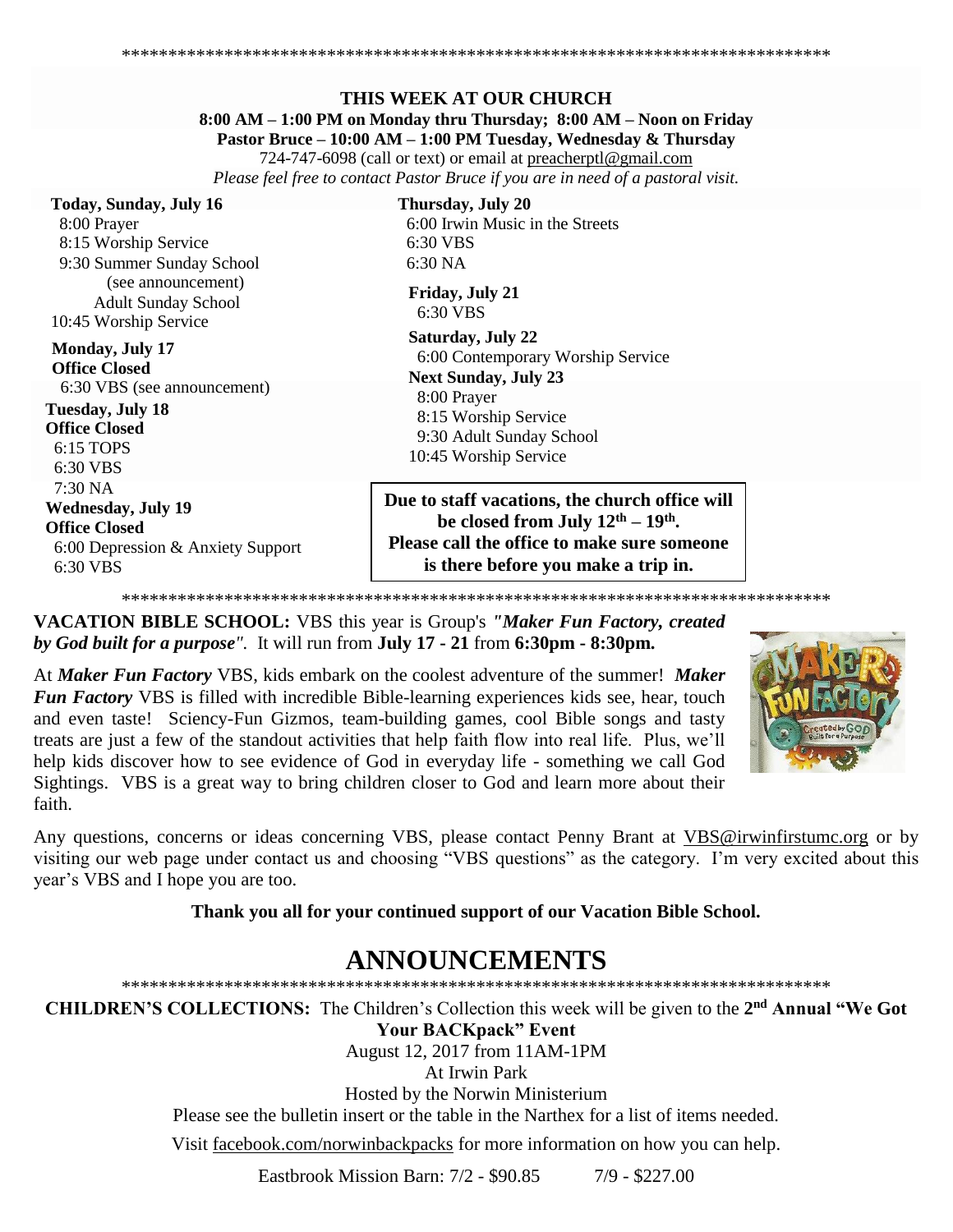\*\*\*\*\*\*\*\*\*\*\*\*\*\*\*\*\*\*\*\*\*\*\*\*\*\*\*\*\*\*\*\*\*\*\*\*\*\*\*\*\*\*\*\*\*\*\*\*\*\*\*\*\*\*\*\*\*\*\*\*\*\*\*\*\*\*\*\*\*\*\*\*\*\*\*\*\*\*

**THIS WEEK AT OUR CHURCH**

**8:00 AM – 1:00 PM on Monday thru Thursday; 8:00 AM – Noon on Friday**

**Pastor Bruce – 10:00 AM – 1:00 PM Tuesday, Wednesday & Thursday**

724-747-6098 (call or text) or email at preacherptl@gmail.com

*Please feel free to contact Pastor Bruce if you are in need of a pastoral visit.*

**Today, Sunday, July 16**
8:00 Prayer
8:15 Worship Service
9:30 Summer Sunday School
(see announcement)
Adult Sunday School
10:45 Worship Service

**Monday, July 17**
**Office Closed**
6:30 VBS (see announcement)

**Tuesday, July 18**
**Office Closed**
6:15 TOPS
6:30 VBS
7:30 NA

**Wednesday, July 19**
**Office Closed**
6:00 Depression & Anxiety Support
6:30 VBS

**Thursday, July 20**
6:00 Irwin Music in the Streets
6:30 VBS
6:30 NA

**Friday, July 21**
6:30 VBS

**Saturday, July 22**
6:00 Contemporary Worship Service

**Next Sunday, July 23**
8:00 Prayer
8:15 Worship Service
9:30 Adult Sunday School
10:45 Worship Service

**Due to staff vacations, the church office will be closed from July 12th – 19th. Please call the office to make sure someone is there before you make a trip in.**

\*\*\*\*\*\*\*\*\*\*\*\*\*\*\*\*\*\*\*\*\*\*\*\*\*\*\*\*\*\*\*\*\*\*\*\*\*\*\*\*\*\*\*\*\*\*\*\*\*\*\*\*\*\*\*\*\*\*\*\*\*\*\*\*\*\*\*\*\*\*\*\*\*\*\*\*\*\*

**VACATION BIBLE SCHOOL:** VBS this year is Group's ***"Maker Fun Factory, created by God built for a purpose"***. It will run from **July 17 - 21** from **6:30pm - 8:30pm.**

At ***Maker Fun Factory*** VBS, kids embark on the coolest adventure of the summer! ***Maker Fun Factory*** VBS is filled with incredible Bible-learning experiences kids see, hear, touch and even taste! Sciency-Fun Gizmos, team-building games, cool Bible songs and tasty treats are just a few of the standout activities that help faith flow into real life. Plus, we'll help kids discover how to see evidence of God in everyday life - something we call God Sightings. VBS is a great way to bring children closer to God and learn more about their faith.

Any questions, concerns or ideas concerning VBS, please contact Penny Brant at VBS@irwinfirstumc.org or by visiting our web page under contact us and choosing "VBS questions" as the category. I'm very excited about this year's VBS and I hope you are too.

**Thank you all for your continued support of our Vacation Bible School.**

# ANNOUNCEMENTS

\*\*\*\*\*\*\*\*\*\*\*\*\*\*\*\*\*\*\*\*\*\*\*\*\*\*\*\*\*\*\*\*\*\*\*\*\*\*\*\*\*\*\*\*\*\*\*\*\*\*\*\*\*\*\*\*\*\*\*\*\*\*\*\*\*\*\*\*\*\*\*\*\*\*\*\*\*\*

**CHILDREN'S COLLECTIONS:** The Children's Collection this week will be given to the **2nd Annual "We Got Your BACKpack" Event**

August 12, 2017 from 11AM-1PM

At Irwin Park

Hosted by the Norwin Ministerium

Please see the bulletin insert or the table in the Narthex for a list of items needed.

Visit facebook.com/norwinbackpacks for more information on how you can help.

Eastbrook Mission Barn: 7/2 - $90.85 7/9 - $227.00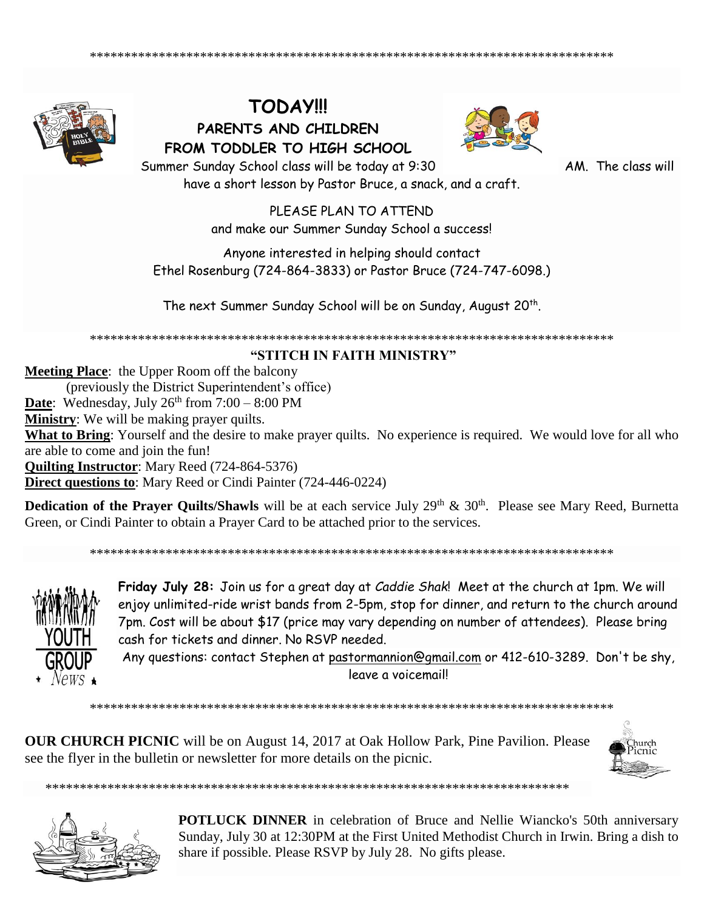\*\*\*\*\*\*\*\*\*\*\*\*\*\*\*\*\*\*\*\*\*\*\*\*\*\*\*\*\*\*\*\*\*\*\*\*\*\*\*\*\*\*\*\*\*\*\*\*\*\*\*\*\*\*\*\*\*\*\*\*\*\*\*\*\*\*\*\*\*\*\*\*\*\*\*\*\*\*

## TODAY!!!

### PARENTS AND CHILDREN FROM TODDLER TO HIGH SCHOOL

Summer Sunday School class will be today at 9:30 AM. The class will have a short lesson by Pastor Bruce, a snack, and a craft.

PLEASE PLAN TO ATTEND and make our Summer Sunday School a success!

Anyone interested in helping should contact Ethel Rosenburg (724-864-3833) or Pastor Bruce (724-747-6098.)

The next Summer Sunday School will be on Sunday, August 20th.

\*\*\*\*\*\*\*\*\*\*\*\*\*\*\*\*\*\*\*\*\*\*\*\*\*\*\*\*\*\*\*\*\*\*\*\*\*\*\*\*\*\*\*\*\*\*\*\*\*\*\*\*\*\*\*\*\*\*\*\*\*\*\*\*\*\*\*\*\*\*\*\*\*\*\*\*\*\*

## "STITCH IN FAITH MINISTRY"

**Meeting Place**: the Upper Room off the balcony (previously the District Superintendent's office)
**Date**: Wednesday, July 26th from 7:00 – 8:00 PM
**Ministry**: We will be making prayer quilts.
**What to Bring**: Yourself and the desire to make prayer quilts. No experience is required. We would love for all who are able to come and join the fun!
**Quilting Instructor**: Mary Reed (724-864-5376)
**Direct questions to**: Mary Reed or Cindi Painter (724-446-0224)

**Dedication of the Prayer Quilts/Shawls** will be at each service July 29th & 30th. Please see Mary Reed, Burnetta Green, or Cindi Painter to obtain a Prayer Card to be attached prior to the services.

\*\*\*\*\*\*\*\*\*\*\*\*\*\*\*\*\*\*\*\*\*\*\*\*\*\*\*\*\*\*\*\*\*\*\*\*\*\*\*\*\*\*\*\*\*\*\*\*\*\*\*\*\*\*\*\*\*\*\*\*\*\*\*\*\*\*\*\*\*\*\*\*\*\*\*\*\*\*

YOUTH GROUP *News*

**Friday July 28:** Join us for a great day at *Caddie Shak*! Meet at the church at 1pm. We will enjoy unlimited-ride wrist bands from 2-5pm, stop for dinner, and return to the church around 7pm. Cost will be about $17 (price may vary depending on number of attendees). Please bring cash for tickets and dinner. No RSVP needed.

Any questions: contact Stephen at pastormannion@gmail.com or 412-610-3289. Don't be shy, leave a voicemail!

\*\*\*\*\*\*\*\*\*\*\*\*\*\*\*\*\*\*\*\*\*\*\*\*\*\*\*\*\*\*\*\*\*\*\*\*\*\*\*\*\*\*\*\*\*\*\*\*\*\*\*\*\*\*\*\*\*\*\*\*\*\*\*\*\*\*\*\*\*\*\*\*\*\*\*\*\*\*

**OUR CHURCH PICNIC** will be on August 14, 2017 at Oak Hollow Park, Pine Pavilion. Please see the flyer in the bulletin or newsletter for more details on the picnic.

\*\*\*\*\*\*\*\*\*\*\*\*\*\*\*\*\*\*\*\*\*\*\*\*\*\*\*\*\*\*\*\*\*\*\*\*\*\*\*\*\*\*\*\*\*\*\*\*\*\*\*\*\*\*\*\*\*\*\*\*\*\*\*\*\*\*\*\*\*\*\*\*\*\*\*\*\*\*

**POTLUCK DINNER** in celebration of Bruce and Nellie Wiancko's 50th anniversary Sunday, July 30 at 12:30PM at the First United Methodist Church in Irwin. Bring a dish to share if possible. Please RSVP by July 28. No gifts please.